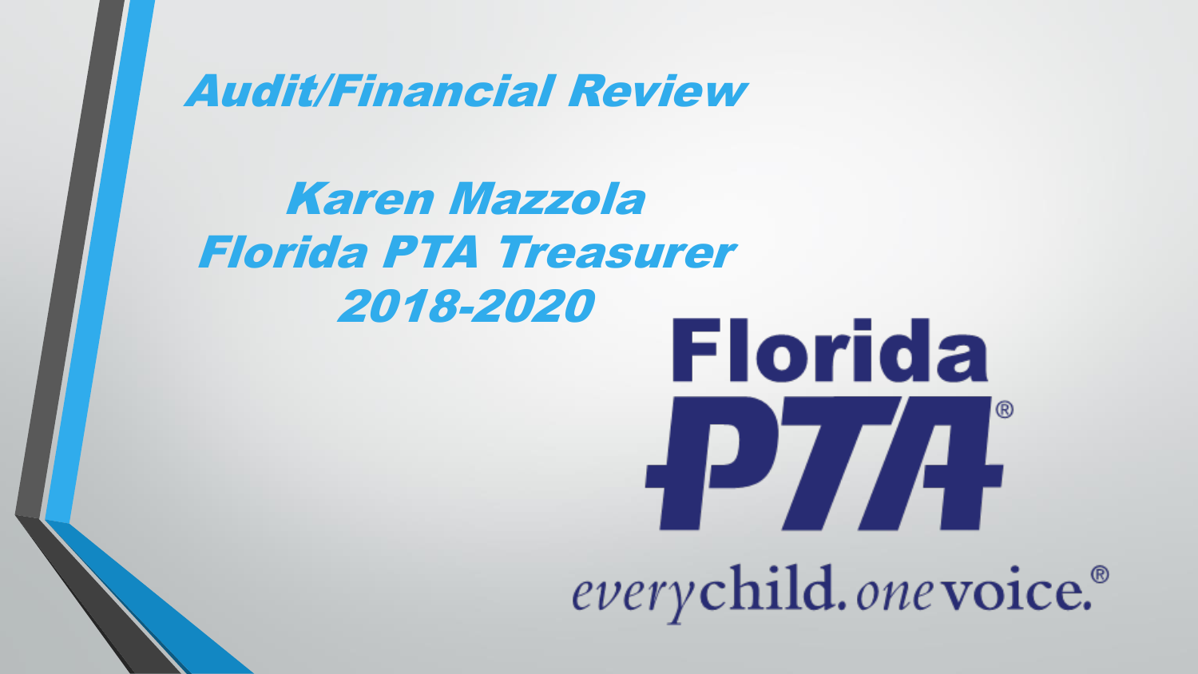# Audit/Financial Review

## Karen Mazzola
## Florida PTA Treasurer
## 2018-2020

Florida PTA®

everychild. onevoice.®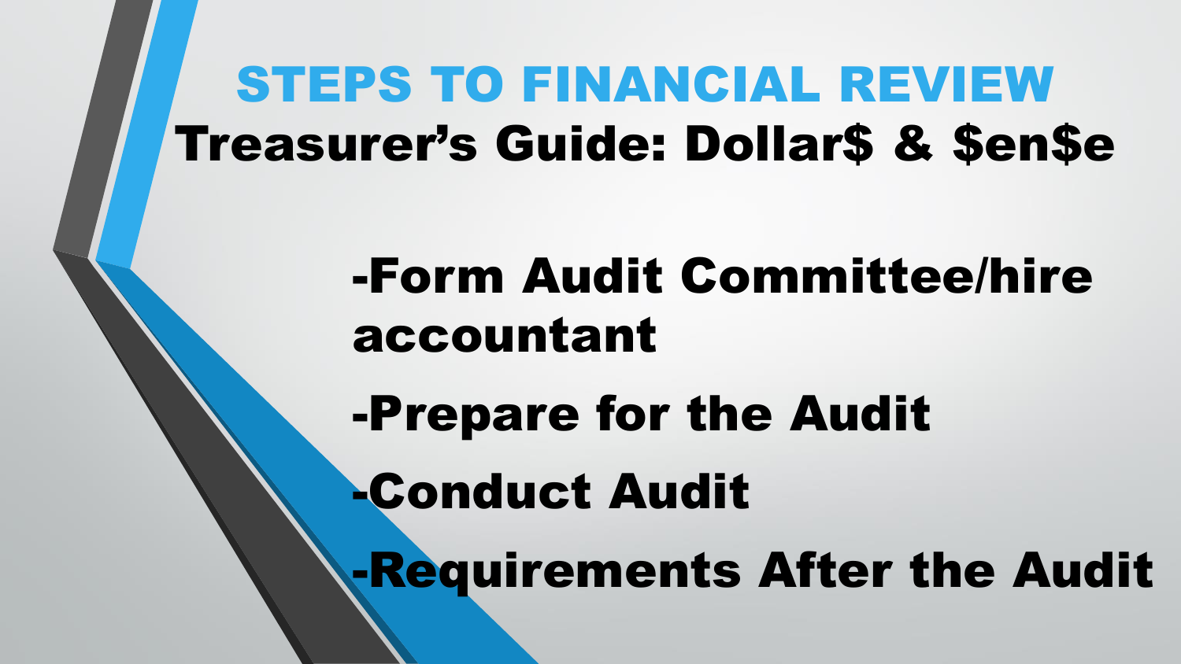# STEPS TO FINANCIAL REVIEW

## Treasurer's Guide: Dollar$ & $en$e

-Form Audit Committee/hire accountant

-Prepare for the Audit

-Conduct Audit

-Requirements After the Audit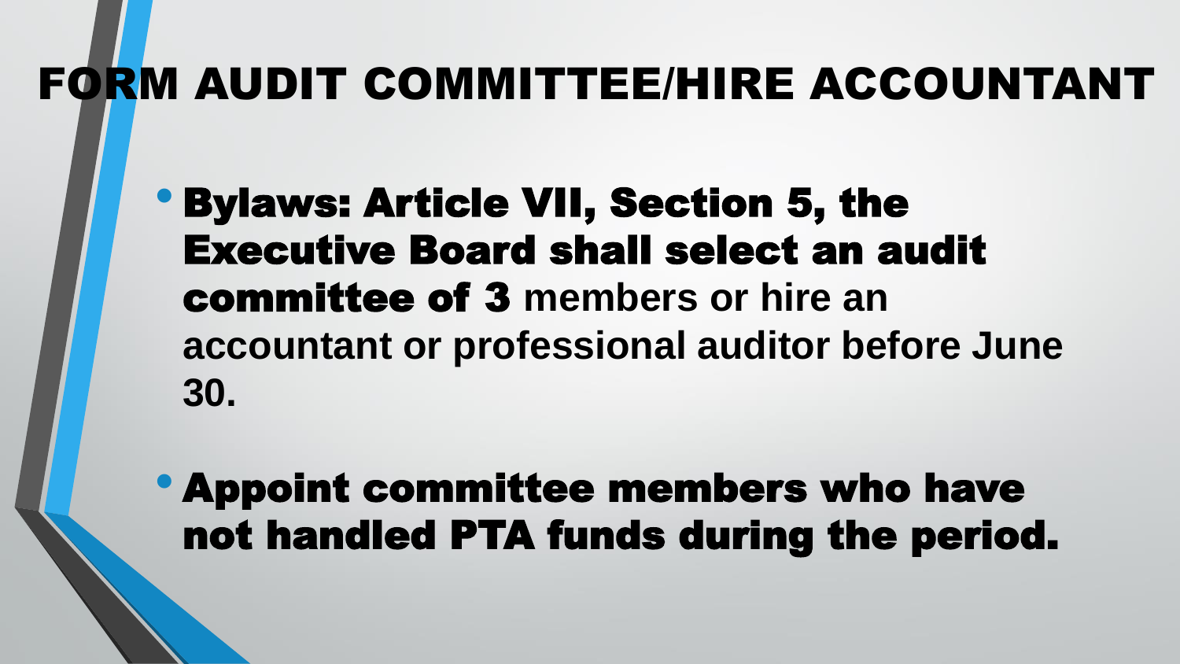# FORM AUDIT COMMITTEE/HIRE ACCOUNTANT

- **Bylaws: Article VII, Section 5, the Executive Board shall select an audit committee of 3 members or hire an accountant or professional auditor before June 30.**
- **Appoint committee members who have not handled PTA funds during the period.**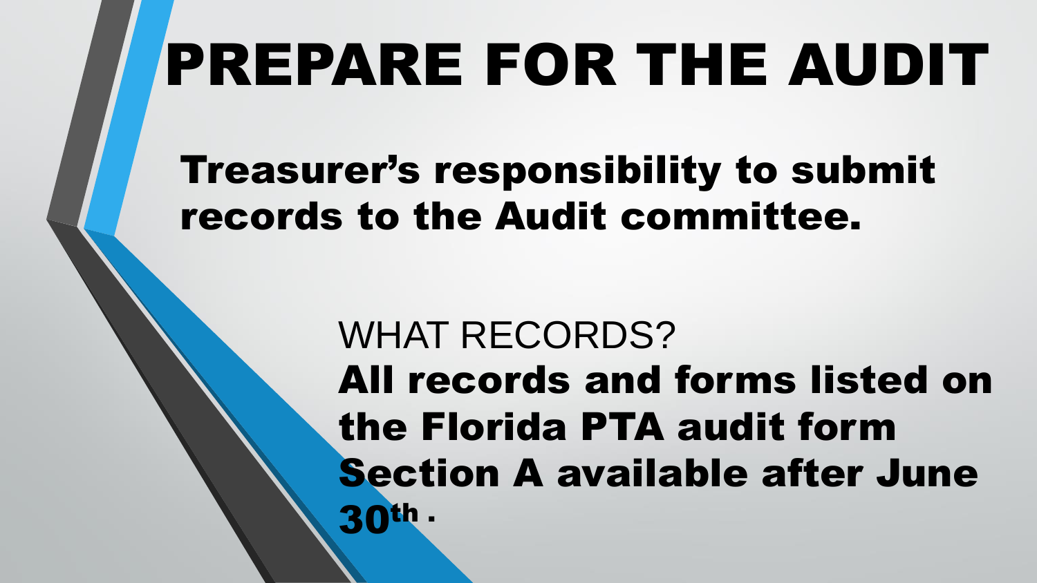# PREPARE FOR THE AUDIT

**Treasurer's responsibility to submit records to the Audit committee.**

WHAT RECORDS?

**All records and forms listed on the Florida PTA audit form Section A available after June 30th .**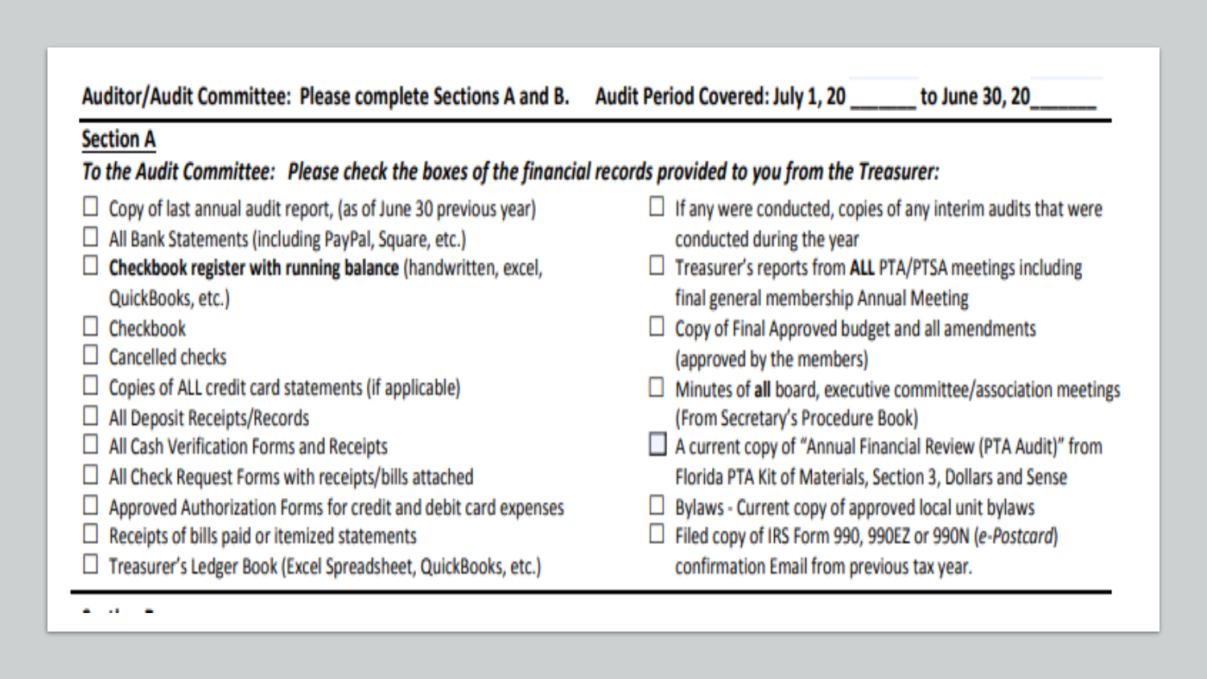**Auditor/Audit Committee: Please complete Sections A and B.** **Audit Period Covered: July 1, 20\_\_\_\_\_ to June 30, 20\_\_\_\_\_**

## Section A

***To the Audit Committee: Please check the boxes of the financial records provided to you from the Treasurer:***

- ☐ Copy of last annual audit report, (as of June 30 previous year)
- ☐ All Bank Statements (including PayPal, Square, etc.)
- ☐ **Checkbook register with running balance** (handwritten, excel, QuickBooks, etc.)
- ☐ Checkbook
- ☐ Cancelled checks
- ☐ Copies of ALL credit card statements (if applicable)
- ☐ All Deposit Receipts/Records
- ☐ All Cash Verification Forms and Receipts
- ☐ All Check Request Forms with receipts/bills attached
- ☐ Approved Authorization Forms for credit and debit card expenses
- ☐ Receipts of bills paid or itemized statements
- ☐ Treasurer's Ledger Book (Excel Spreadsheet, QuickBooks, etc.)
- ☐ If any were conducted, copies of any interim audits that were conducted during the year
- ☐ Treasurer's reports from **ALL** PTA/PTSA meetings including final general membership Annual Meeting
- ☐ Copy of Final Approved budget and all amendments (approved by the members)
- ☐ Minutes of **all** board, executive committee/association meetings (From Secretary's Procedure Book)
- ☐ A current copy of "Annual Financial Review (PTA Audit)" from Florida PTA Kit of Materials, Section 3, Dollars and Sense
- ☐ Bylaws - Current copy of approved local unit bylaws
- ☐ Filed copy of IRS Form 990, 990EZ or 990N (*e-Postcard*) confirmation Email from previous tax year.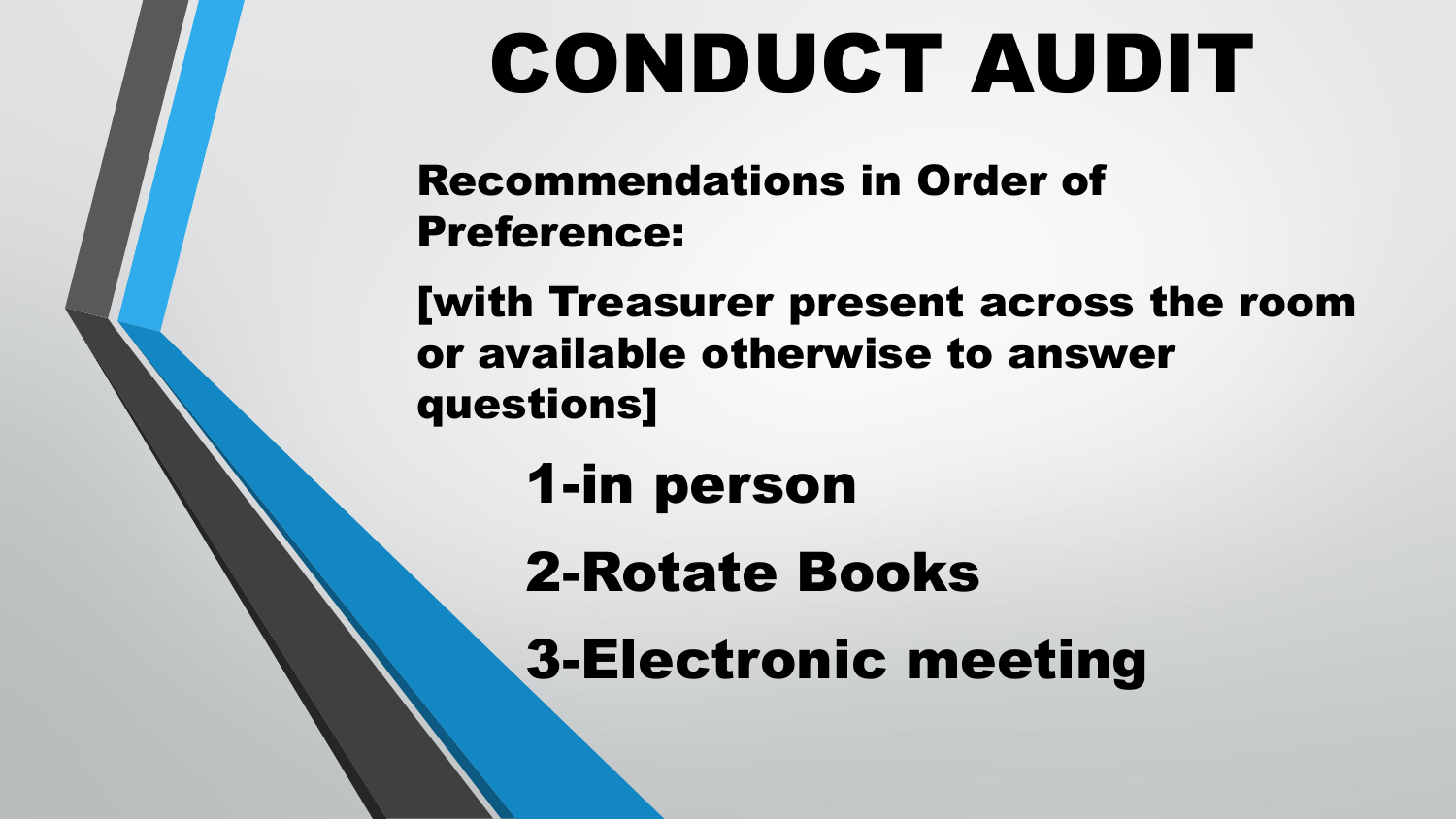# CONDUCT AUDIT

**Recommendations in Order of Preference:**

**[with Treasurer present across the room or available otherwise to answer questions]**

1-in person

2-Rotate Books

3-Electronic meeting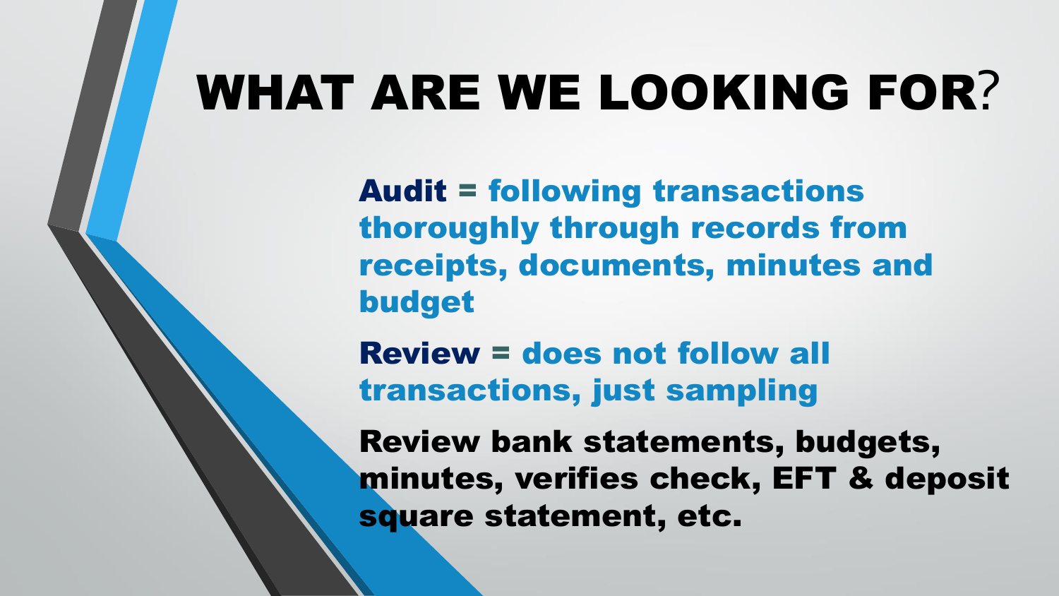# WHAT ARE WE LOOKING FOR?

**Audit** = **following transactions thoroughly through records from receipts, documents, minutes and budget**

**Review** = **does not follow all transactions, just sampling**

**Review bank statements, budgets, minutes, verifies check, EFT & deposit square statement, etc.**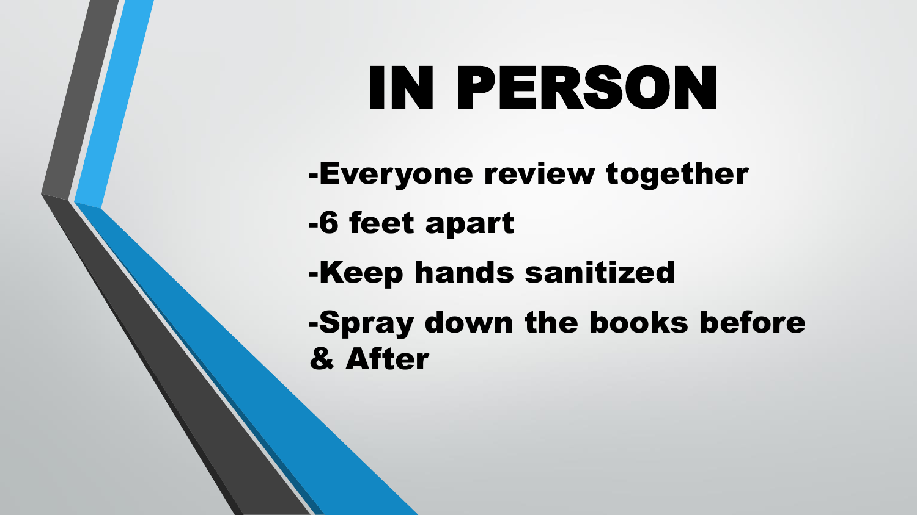# IN PERSON

**-Everyone review together**

**-6 feet apart**

**-Keep hands sanitized**

**-Spray down the books before & After**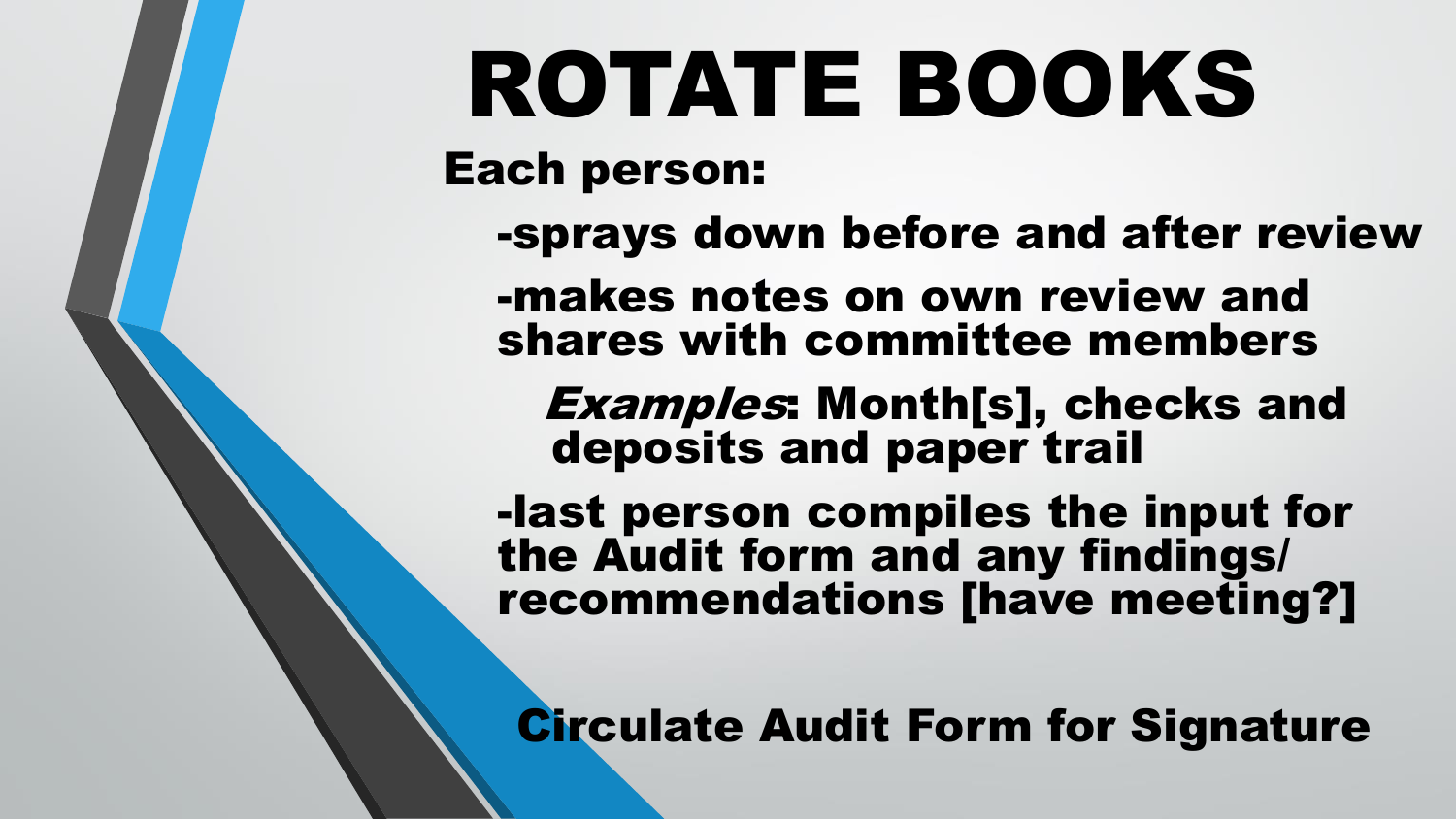# ROTATE BOOKS

**Each person:**

- sprays down before and after review
- makes notes on own review and shares with committee members
  - *Examples*: Month[s], checks and deposits and paper trail
- last person compiles the input for the Audit form and any findings/ recommendations [have meeting?]

**Circulate Audit Form for Signature**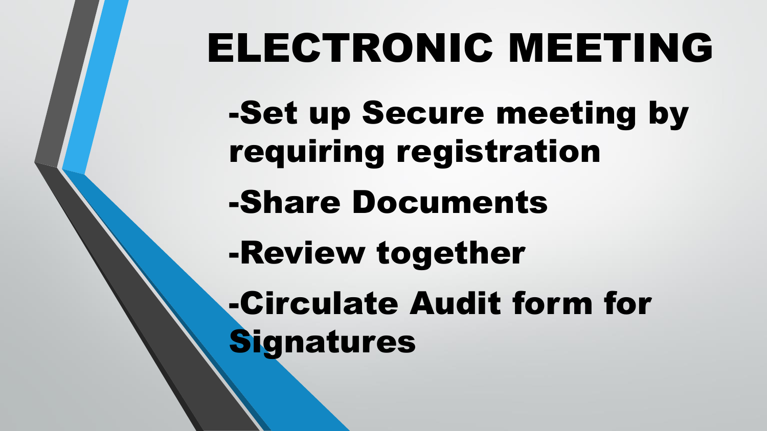# ELECTRONIC MEETING

-Set up Secure meeting by requiring registration

-Share Documents

-Review together

-Circulate Audit form for Signatures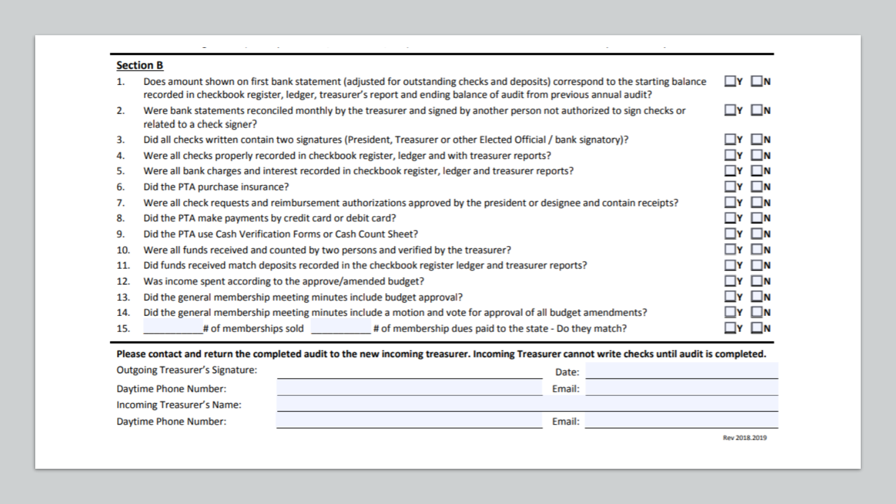## Section B

1. Does amount shown on first bank statement (adjusted for outstanding checks and deposits) correspond to the starting balance recorded in checkbook register, ledger, treasurer's report and ending balance of audit from previous annual audit? ☐Y ☐N
2. Were bank statements reconciled monthly by the treasurer and signed by another person not authorized to sign checks or related to a check signer? ☐Y ☐N
3. Did all checks written contain two signatures (President, Treasurer or other Elected Official / bank signatory)? ☐Y ☐N
4. Were all checks properly recorded in checkbook register, ledger and with treasurer reports? ☐Y ☐N
5. Were all bank charges and interest recorded in checkbook register, ledger and treasurer reports? ☐Y ☐N
6. Did the PTA purchase insurance? ☐Y ☐N
7. Were all check requests and reimbursement authorizations approved by the president or designee and contain receipts? ☐Y ☐N
8. Did the PTA make payments by credit card or debit card? ☐Y ☐N
9. Did the PTA use Cash Verification Forms or Cash Count Sheet? ☐Y ☐N
10. Were all funds received and counted by two persons and verified by the treasurer? ☐Y ☐N
11. Did funds received match deposits recorded in the checkbook register ledger and treasurer reports? ☐Y ☐N
12. Was income spent according to the approve/amended budget? ☐Y ☐N
13. Did the general membership meeting minutes include budget approval? ☐Y ☐N
14. Did the general membership meeting minutes include a motion and vote for approval of all budget amendments? ☐Y ☐N
15. __________# of memberships sold __________ # of membership dues paid to the state - Do they match? ☐Y ☐N

**Please contact and return the completed audit to the new incoming treasurer. Incoming Treasurer cannot write checks until audit is completed.**

Outgoing Treasurer's Signature: ______________________ Date: ______________________

Daytime Phone Number: ______________________ Email: ______________________

Incoming Treasurer's Name: ______________________

Daytime Phone Number: ______________________ Email: ______________________

Rev 2018.2019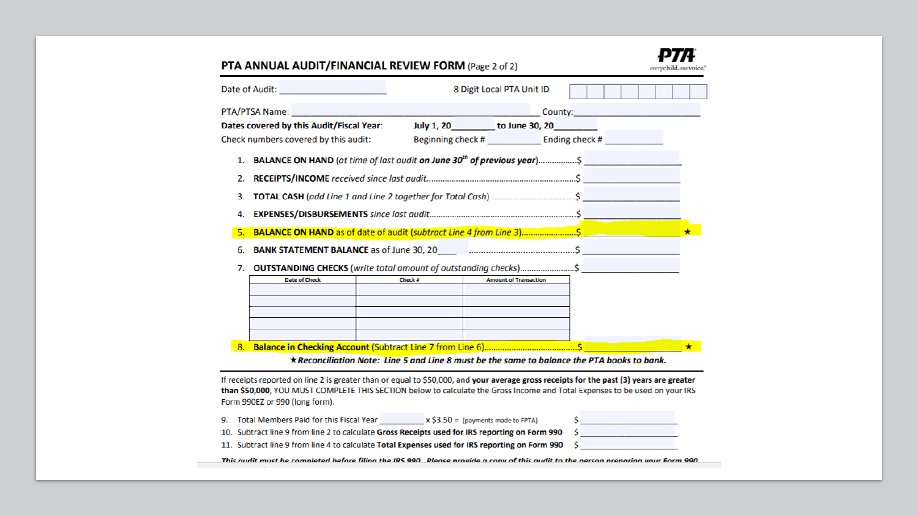## PTA ANNUAL AUDIT/FINANCIAL REVIEW FORM (Page 2 of 2)

PTA
everychild.onevoice.®

Date of Audit: ____________________ 8 Digit Local PTA Unit ID

PTA/PTSA Name: ____________________________________________ County: ______________________

**Dates covered by this Audit/Fiscal Year:** **July 1, 20_______ to June 30, 20_______**

Check numbers covered by this audit: Beginning check # ___________ Ending check # ___________

1. **BALANCE ON HAND** *(at time of last audit **on June 30th of previous year**)*...............$ ________________
2. **RECEIPTS/INCOME** *received since last audit*............................................................$ ________________
3. **TOTAL CASH** *(add Line 1 and Line 2 together for Total Cash)* ....................................$ ________________
4. **EXPENSES/DISBURSEMENTS** *since last audit*.............................................................$ ________________
5. **BALANCE ON HAND** as of date of audit *(subtract Line 4 from Line 3)*.......................$ ________________ ★
6. **BANK STATEMENT BALANCE** as of June 30, 20____ ...........................................$ ________________
7. **OUTSTANDING CHECKS** *(write total amount of outstanding checks)*........................$ ________________

| Date of Check | Check # | Amount of Transaction |
|---|---|---|
| | | |
| | | |
| | | |
| | | |
| | | |

8. **Balance in Checking Account** (Subtract Line 7 from Line 6)...........................................$ ________________ ★

***★Reconciliation Note: Line 5 and Line 8 must be the same to balance the PTA books to bank.***

If receipts reported on line 2 is greater than or equal to $50,000, and **your average gross receipts for the past (3) years are greater than $50,000**, YOU MUST COMPLETE THIS SECTION below to calculate the Gross Income and Total Expenses to be used on your IRS Form 990EZ or 990 (long form).

9. Total Members Paid for this Fiscal Year _________ x $3.50 = (payments made to FPTA) $ ________________
10. Subtract line 9 from line 2 to calculate **Gross Receipts used for IRS reporting on Form 990** $ ________________
11. Subtract line 9 from line 4 to calculate **Total Expenses used for IRS reporting on Form 990** $ ________________

*This audit must be completed before filing the IRS 990. Please provide a copy of this audit to the person preparing your Form 990*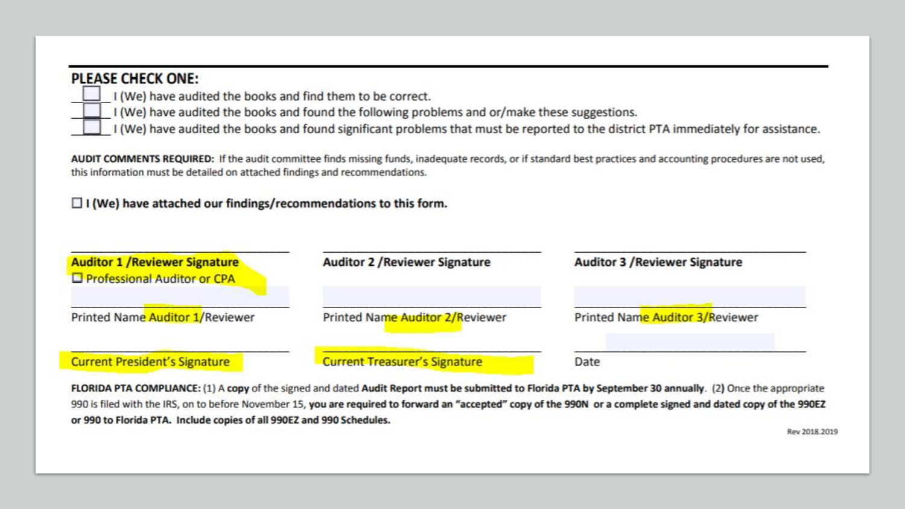## PLEASE CHECK ONE:

- ☐ I (We) have audited the books and find them to be correct.
- ☐ I (We) have audited the books and found the following problems and or/make these suggestions.
- ☐ I (We) have audited the books and found significant problems that must be reported to the district PTA immediately for assistance.

**AUDIT COMMENTS REQUIRED:** If the audit committee finds missing funds, inadequate records, or if standard best practices and accounting procedures are not used, this information must be detailed on attached findings and recommendations.

☐ **I (We) have attached our findings/recommendations to this form.**

| ______________________________ | ______________________________ | ______________________________ |
|---|---|---|
| **Auditor 1 /Reviewer Signature** ☐ Professional Auditor or CPA | **Auditor 2 /Reviewer Signature** | **Auditor 3 /Reviewer Signature** |
| ______________________________ | ______________________________ | ______________________________ |
| Printed Name Auditor 1/Reviewer | Printed Name Auditor 2/Reviewer | Printed Name Auditor 3/Reviewer |
| ______________________________ | ______________________________ | ______________________________ |
| Current President's Signature | Current Treasurer's Signature | Date |

**FLORIDA PTA COMPLIANCE:** (1) A **copy** of the signed and dated **Audit Report must be submitted to Florida PTA by September 30 annually**. (2) Once the appropriate 990 is filed with the IRS, on to before November 15, **you are required to forward an "accepted" copy of the 990N or a complete signed and dated copy of the 990EZ or 990 to Florida PTA. Include copies of all 990EZ and 990 Schedules.**

Rev 2018.2019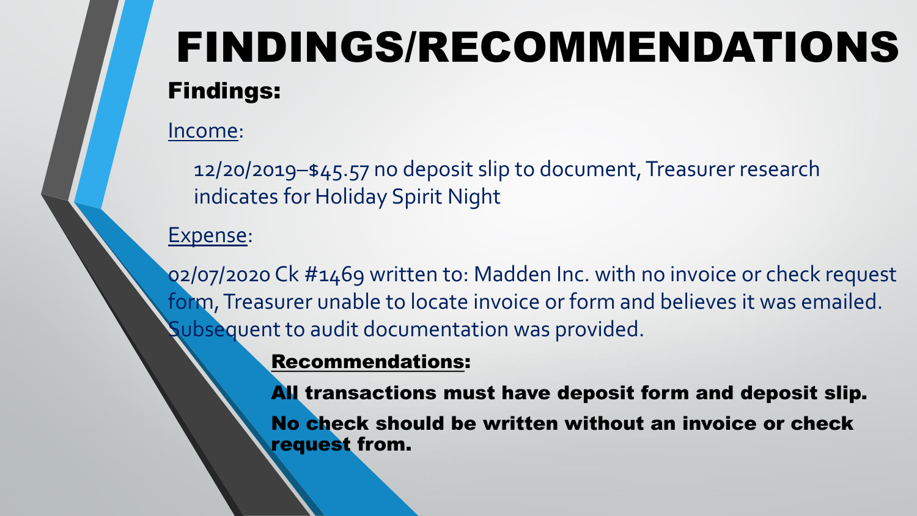# FINDINGS/RECOMMENDATIONS

## Findings:

Income:

12/20/2019–$45.57 no deposit slip to document, Treasurer research indicates for Holiday Spirit Night

Expense:

02/07/2020 Ck #1469 written to: Madden Inc. with no invoice or check request form, Treasurer unable to locate invoice or form and believes it was emailed. Subsequent to audit documentation was provided.

**Recommendations:**

**All transactions must have deposit form and deposit slip.**

**No check should be written without an invoice or check request from.**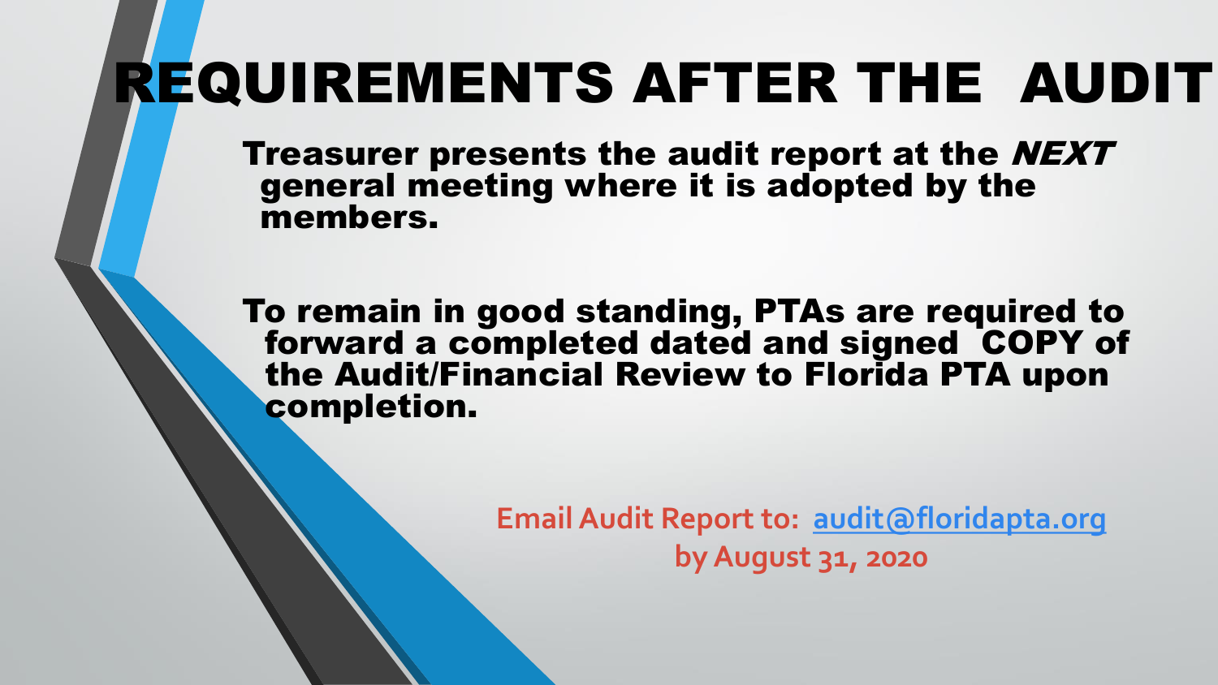# REQUIREMENTS AFTER THE AUDIT

**Treasurer presents the audit report at the *NEXT* general meeting where it is adopted by the members.**

**To remain in good standing, PTAs are required to forward a completed dated and signed COPY of the Audit/Financial Review to Florida PTA upon completion.**

**Email Audit Report to: [audit@floridapta.org](mailto:audit@floridapta.org)**
**by August 31, 2020**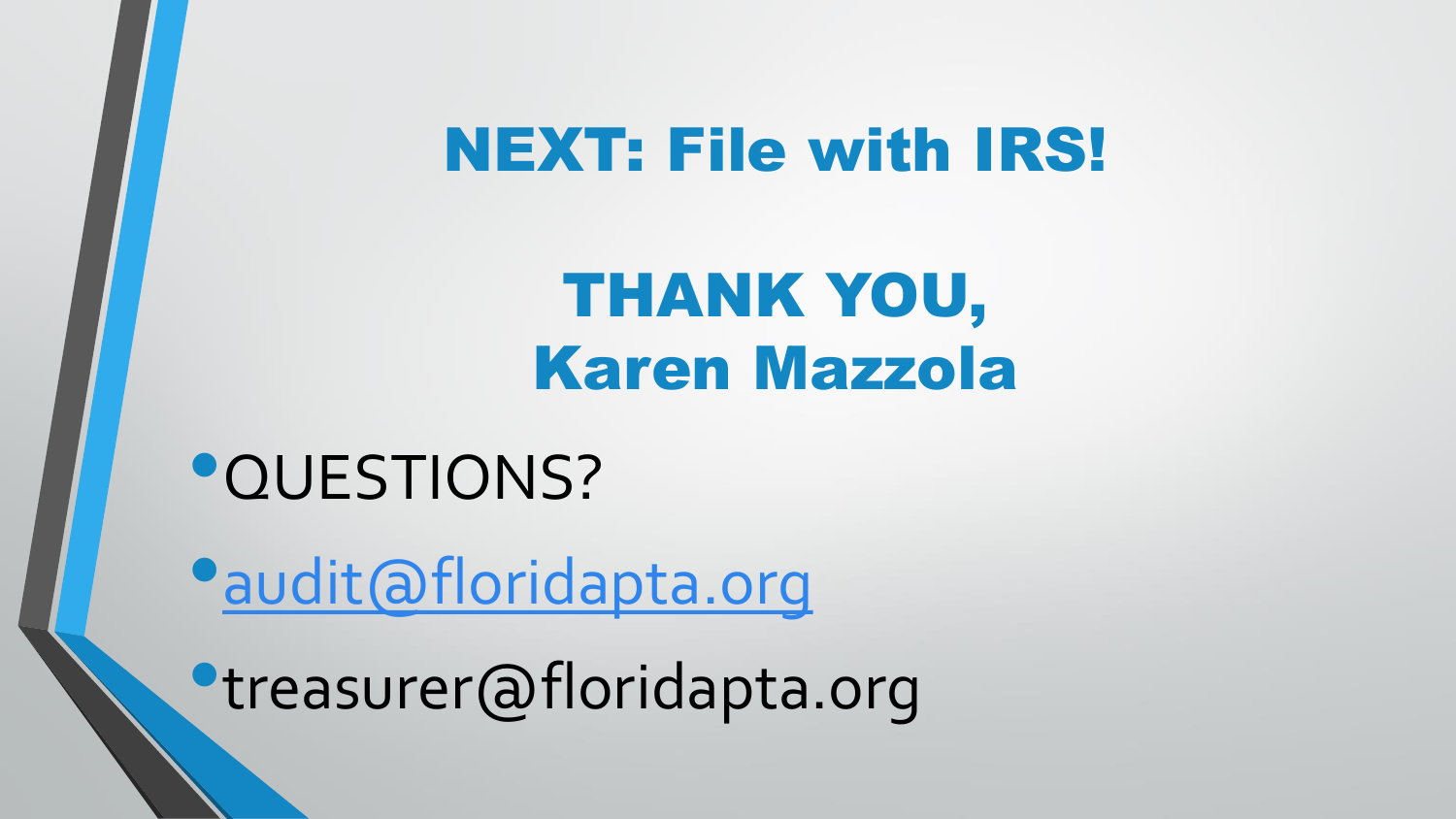# NEXT: File with IRS!

## THANK YOU, Karen Mazzola

- QUESTIONS?
- [audit@floridapta.org](mailto:audit@floridapta.org)
- treasurer@floridapta.org